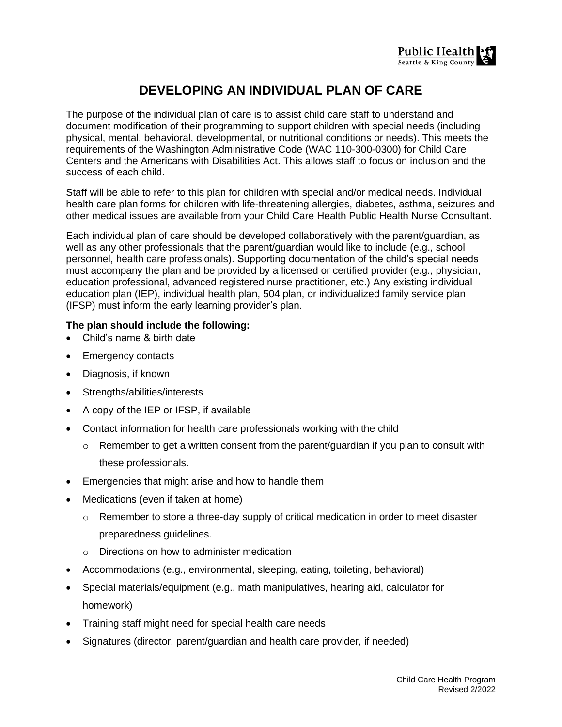# DEVELOPING AN INDIVIDUAL PLAN OF CARE

The purpose of the individual plan of care is to assist child care staff to understand and document modification of their programming to support children with special needs (including physical, mental, behavioral, developmental, or nutritional conditions or needs). This meets the requirements of the Washington Administrative Code (WAC 110-300-0300) for Child Care Centers and the Americans with Disabilities Act. This allows staff to focus on inclusion and the success of each child.

Staff will be able to refer to this plan for children with special and/or medical needs. Individual health care plan forms for children with life-threatening allergies, diabetes, asthma, seizures and other medical issues are available from your Child Care Health Public Health Nurse Consultant.

Each individual plan of care should be developed collaboratively with the parent/guardian, as well as any other professionals that the parent/guardian would like to include (e.g., school personnel, health care professionals). Supporting documentation of the child's special needs must accompany the plan and be provided by a licensed or certified provider (e.g., physician, education professional, advanced registered nurse practitioner, etc.) Any existing individual education plan (IEP), individual health plan, 504 plan, or individualized family service plan (IFSP) must inform the early learning provider's plan.

**The plan should include the following:**

- Child's name & birth date
- Emergency contacts
- Diagnosis, if known
- Strengths/abilities/interests
- A copy of the IEP or IFSP, if available
- Contact information for health care professionals working with the child
  - Remember to get a written consent from the parent/guardian if you plan to consult with these professionals.
- Emergencies that might arise and how to handle them
- Medications (even if taken at home)
  - Remember to store a three-day supply of critical medication in order to meet disaster preparedness guidelines.
  - Directions on how to administer medication
- Accommodations (e.g., environmental, sleeping, eating, toileting, behavioral)
- Special materials/equipment (e.g., math manipulatives, hearing aid, calculator for homework)
- Training staff might need for special health care needs
- Signatures (director, parent/guardian and health care provider, if needed)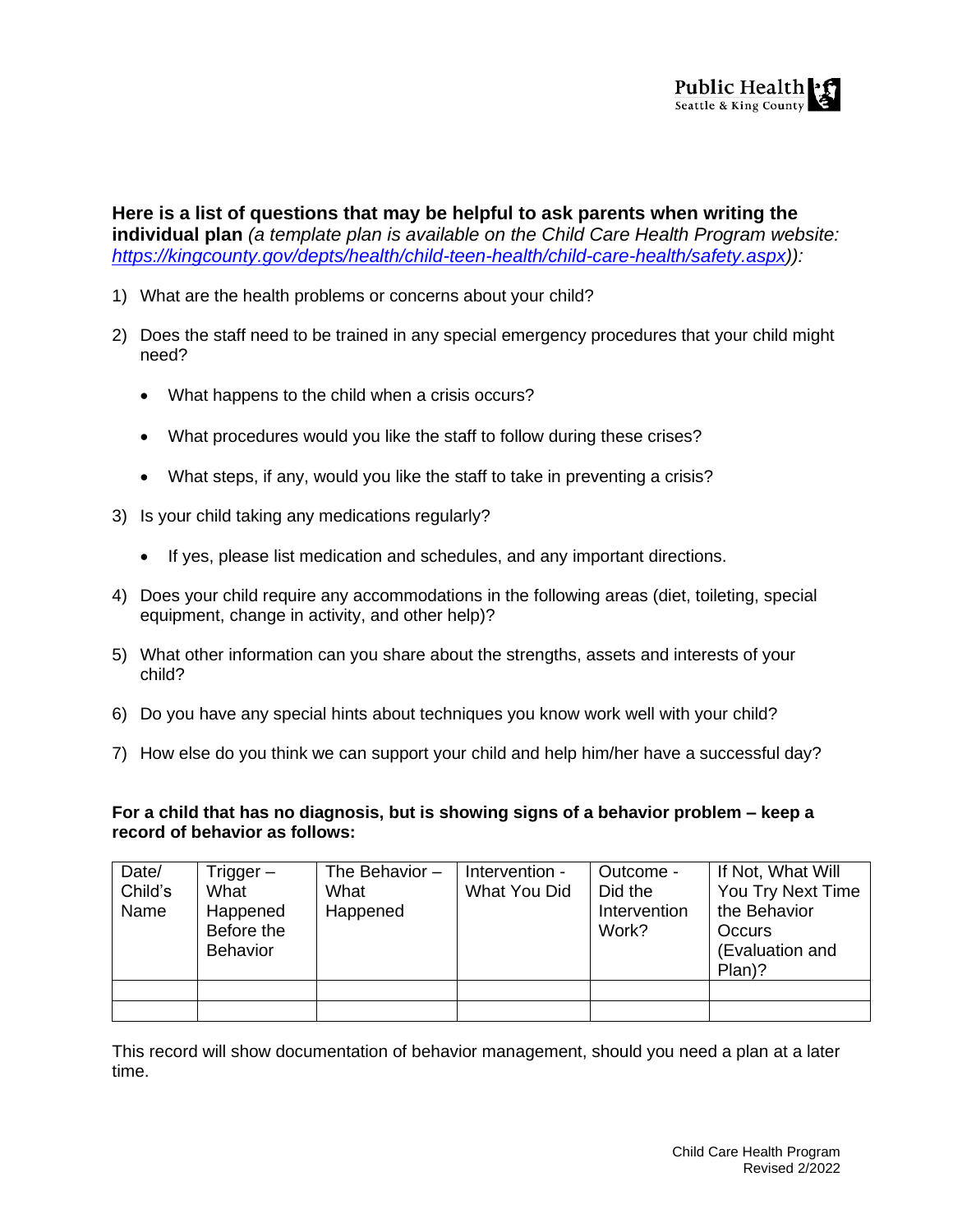**Here is a list of questions that may be helpful to ask parents when writing the individual plan** *(a template plan is available on the Child Care Health Program website: [https://kingcounty.gov/depts/health/child-teen-health/child-care-health/safety.aspx](https://kingcounty.gov/depts/health/child-teen-health/child-care-health/safety.aspx))*:

1) What are the health problems or concerns about your child?

2) Does the staff need to be trained in any special emergency procedures that your child might need?

   - What happens to the child when a crisis occurs?
   - What procedures would you like the staff to follow during these crises?
   - What steps, if any, would you like the staff to take in preventing a crisis?

3) Is your child taking any medications regularly?

   - If yes, please list medication and schedules, and any important directions.

4) Does your child require any accommodations in the following areas (diet, toileting, special equipment, change in activity, and other help)?

5) What other information can you share about the strengths, assets and interests of your child?

6) Do you have any special hints about techniques you know work well with your child?

7) How else do you think we can support your child and help him/her have a successful day?

**For a child that has no diagnosis, but is showing signs of a behavior problem – keep a record of behavior as follows:**

| Date/ Child's Name | Trigger – What Happened Before the Behavior | The Behavior – What Happened | Intervention - What You Did | Outcome - Did the Intervention Work? | If Not, What Will You Try Next Time the Behavior Occurs (Evaluation and Plan)? |
|---|---|---|---|---|---|
| | | | | | |
| | | | | | |

This record will show documentation of behavior management, should you need a plan at a later time.